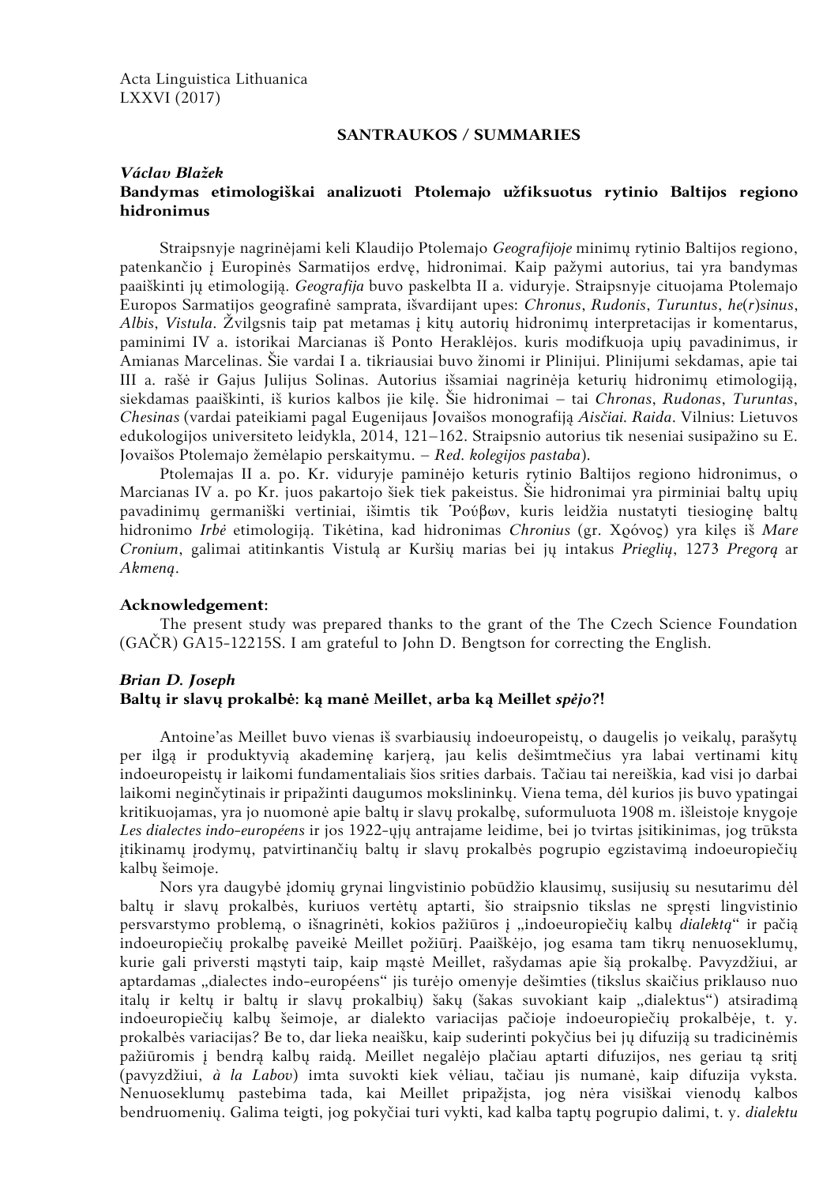Acta Linguistica Lithuanica
LXXVI (2017)

## SANTRAUKOS / SUMMARIES

***Václav Blažek***
**Bandymas etimologiškai analizuoti Ptolemajo užfiksuotus rytinio Baltijos regiono hidronimus**

Straipsnyje nagrinėjami keli Klaudijo Ptolemajo *Geografijoje* minimų rytinio Baltijos regiono, patenkančio į Europinės Sarmatijos erdvę, hidronimai. Kaip pažymi autorius, tai yra bandymas paaiškinti jų etimologiją. *Geografija* buvo paskelbta II a. viduryje. Straipsnyje cituojama Ptolemajo Europos Sarmatijos geografinė samprata, išvardijant upes: *Chronus*, *Rudonis*, *Turuntus*, *he*(*r*)*sinus*, *Albis*, *Vistula*. Žvilgsnis taip pat metamas į kitų autorių hidronimų interpretacijas ir komentarus, paminimi IV a. istorikai Marcianas iš Ponto Heraklėjos. kuris modifkuoja upių pavadinimus, ir Amianas Marcelinas. Šie vardai I a. tikriausiai buvo žinomi ir Plinijui. Plinijumi sekdamas, apie tai III a. rašė ir Gajus Julijus Solinas. Autorius išsamiai nagrinėja keturių hidronimų etimologiją, siekdamas paaiškinti, iš kurios kalbos jie kilę. Šie hidronimai – tai *Chronas*, *Rudonas*, *Turuntas*, *Chesinas* (vardai pateikiami pagal Eugenijaus Jovaišos monografiją *Aisčiai. Raida*. Vilnius: Lietuvos edukologijos universiteto leidykla, 2014, 121–162. Straipsnio autorius tik neseniai susipažino su E. Jovaišos Ptolemajo žemėlapio perskaitymu. – *Red. kolegijos pastaba*).

Ptolemajas II a. po. Kr. viduryje paminėjo keturis rytinio Baltijos regiono hidronimus, o Marcianas IV a. po Kr. juos pakartojo šiek tiek pakeitus. Šie hidronimai yra pirminiai baltų upių pavadinimų germaniški vertiniai, išimtis tik Ῥούβων, kuris leidžia nustatyti tiesioginę baltų hidronimo *Irbė* etimologiją. Tikėtina, kad hidronimas *Chronius* (gr. Χρόνος) yra kilęs iš *Mare Cronium*, galimai atitinkantis Vistulą ar Kuršių marias bei jų intakus *Prieglių*, 1273 *Pregorą* ar *Akmeną*.

**Acknowledgement:**
The present study was prepared thanks to the grant of the The Czech Science Foundation (GAČR) GA15-12215S. I am grateful to John D. Bengtson for correcting the English.

***Brian D. Joseph***
**Baltų ir slavų prokalbė: ką manė Meillet, arba ką Meillet *spėjo*?!**

Antoine'as Meillet buvo vienas iš svarbiausių indoeuropeistų, o daugelis jo veikalų, parašytų per ilgą ir produktyvią akademinę karjerą, jau kelis dešimtmečius yra labai vertinami kitų indoeuropeistų ir laikomi fundamentaliais šios srities darbais. Tačiau tai nereiškia, kad visi jo darbai laikomi neginčytinais ir pripažinti daugumos mokslininkų. Viena tema, dėl kurios jis buvo ypatingai kritikuojamas, yra jo nuomonė apie baltų ir slavų prokalbę, suformuluota 1908 m. išleistoje knygoje *Les dialectes indo-européens* ir jos 1922-ųjų antrajame leidime, bei jo tvirtas įsitikinimas, jog trūksta įtikinamų įrodymų, patvirtinančių baltų ir slavų prokalbės pogrupio egzistavimą indoeuropiečių kalbų šeimoje.

Nors yra daugybė įdomių grynai lingvistinio pobūdžio klausimų, susijusių su nesutarimu dėl baltų ir slavų prokalbės, kuriuos vertėtų aptarti, šio straipsnio tikslas ne spręsti lingvistinio persvarstymo problemą, o išnagrinėti, kokios pažiūros į „indoeuropiečių kalbų *dialektą*“ ir pačią indoeuropiečių prokalbę paveikė Meillet požiūrį. Paaiškėjo, jog esama tam tikrų nenuoseklumų, kurie gali priversti mąstyti taip, kaip mąstė Meillet, rašydamas apie šią prokalbę. Pavyzdžiui, ar aptardamas „dialectes indo-européens“ jis turėjo omenyje dešimties (tikslus skaičius priklauso nuo italų ir keltų ir baltų ir slavų prokalbių) šakų (šakas suvokiant kaip „dialektus“) atsiradimą indoeuropiečių kalbų šeimoje, ar dialekto variacijas pačioje indoeuropiečių prokalbėje, t. y. prokalbės variacijas? Be to, dar lieka neaišku, kaip suderinti pokyčius bei jų difuziją su tradicinėmis pažiūromis į bendrą kalbų raidą. Meillet negalėjo plačiau aptarti difuzijos, nes geriau tą sritį (pavyzdžiui, *à la Labov*) imta suvokti kiek vėliau, tačiau jis numanė, kaip difuzija vyksta. Nenuoseklumų pastebima tada, kai Meillet pripažįsta, jog nėra visiškai vienodų kalbos bendruomenių. Galima teigti, jog pokyčiai turi vykti, kad kalba taptų pogrupio dalimi, t. y. *dialektu*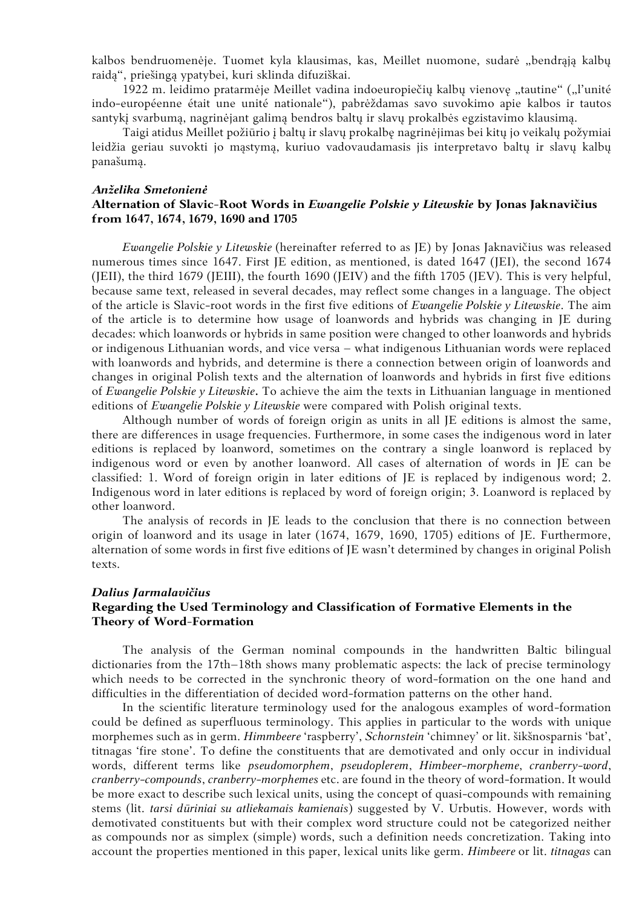kalbos bendruomenėje. Tuomet kyla klausimas, kas, Meillet nuomone, sudarė „bendrąją kalbų raidą“, priešingą ypatybei, kuri sklinda difuziškai.

1922 m. leidimo pratarmėje Meillet vadina indoeuropiečių kalbų vienovę „tautine“ („l'unité indo-européenne était une unité nationale“), pabrėždamas savo suvokimo apie kalbos ir tautos santykį svarbumą, nagrinėjant galimą bendros baltų ir slavų prokalbės egzistavimo klausimą.

Taigi atidus Meillet požiūrio į baltų ir slavų prokalbę nagrinėjimas bei kitų jo veikalų požymiai leidžia geriau suvokti jo mąstymą, kuriuo vadovaudamasis jis interpretavo baltų ir slavų kalbų panašumą.

***Anželika Smetonienė***

### Alternation of Slavic-Root Words in *Ewangelie Polskie y Litewskie* by Jonas Jaknavičius from 1647, 1674, 1679, 1690 and 1705

*Ewangelie Polskie y Litewskie* (hereinafter referred to as JE) by Jonas Jaknavičius was released numerous times since 1647. First JE edition, as mentioned, is dated 1647 (JEI), the second 1674 (JEII), the third 1679 (JEIII), the fourth 1690 (JEIV) and the fifth 1705 (JEV). This is very helpful, because same text, released in several decades, may reflect some changes in a language. The object of the article is Slavic-root words in the first five editions of *Ewangelie Polskie y Litewskie*. The aim of the article is to determine how usage of loanwords and hybrids was changing in JE during decades: which loanwords or hybrids in same position were changed to other loanwords and hybrids or indigenous Lithuanian words, and vice versa – what indigenous Lithuanian words were replaced with loanwords and hybrids, and determine is there a connection between origin of loanwords and changes in original Polish texts and the alternation of loanwords and hybrids in first five editions of *Ewangelie Polskie y Litewskie*. To achieve the aim the texts in Lithuanian language in mentioned editions of *Ewangelie Polskie y Litewskie* were compared with Polish original texts.

Although number of words of foreign origin as units in all JE editions is almost the same, there are differences in usage frequencies. Furthermore, in some cases the indigenous word in later editions is replaced by loanword, sometimes on the contrary a single loanword is replaced by indigenous word or even by another loanword. All cases of alternation of words in JE can be classified: 1. Word of foreign origin in later editions of JE is replaced by indigenous word; 2. Indigenous word in later editions is replaced by word of foreign origin; 3. Loanword is replaced by other loanword.

The analysis of records in JE leads to the conclusion that there is no connection between origin of loanword and its usage in later (1674, 1679, 1690, 1705) editions of JE. Furthermore, alternation of some words in first five editions of JE wasn't determined by changes in original Polish texts.

***Dalius Jarmalavičius***

### Regarding the Used Terminology and Classification of Formative Elements in the Theory of Word-Formation

The analysis of the German nominal compounds in the handwritten Baltic bilingual dictionaries from the 17th–18th shows many problematic aspects: the lack of precise terminology which needs to be corrected in the synchronic theory of word-formation on the one hand and difficulties in the differentiation of decided word-formation patterns on the other hand.

In the scientific literature terminology used for the analogous examples of word-formation could be defined as superfluous terminology. This applies in particular to the words with unique morphemes such as in germ. *Himmbeere* 'raspberry', *Schornstein* 'chimney' or lit. šikšnosparnis 'bat', titnagas 'fire stone'. To define the constituents that are demotivated and only occur in individual words, different terms like *pseudomorphem*, *pseudoplerem*, *Himbeer-morpheme*, *cranberry-word*, *cranberry-compounds*, *cranberry-morphemes* etc. are found in the theory of word-formation. It would be more exact to describe such lexical units, using the concept of quasi-compounds with remaining stems (lit. *tarsi dūriniai su atliekamais kamienais*) suggested by V. Urbutis. However, words with demotivated constituents but with their complex word structure could not be categorized neither as compounds nor as simplex (simple) words, such a definition needs concretization. Taking into account the properties mentioned in this paper, lexical units like germ. *Himbeere* or lit. *titnagas* can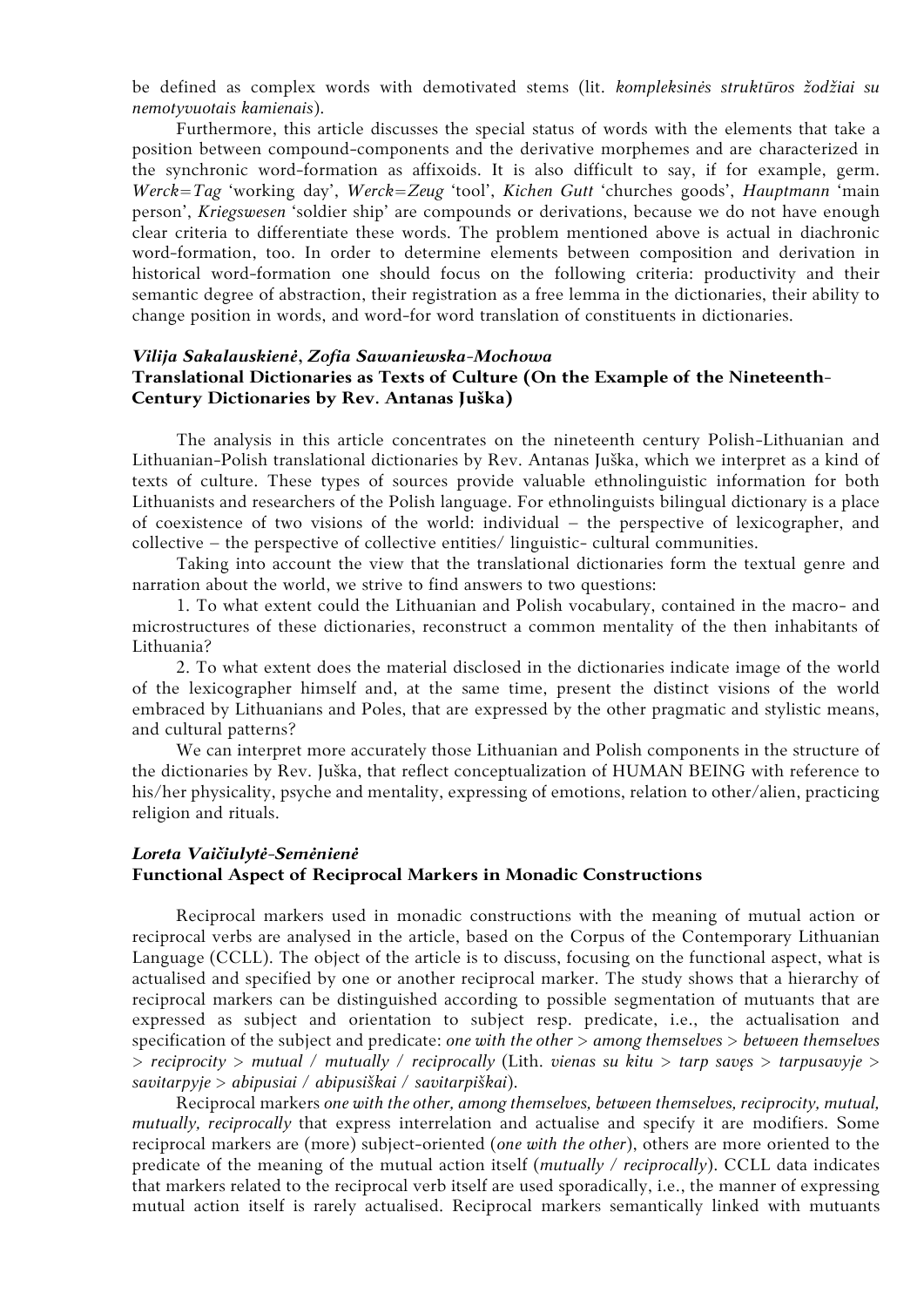be defined as complex words with demotivated stems (lit. *kompleksinės struktūros žodžiai su nemotyvuotais kamienais*).

Furthermore, this article discusses the special status of words with the elements that take a position between compound-components and the derivative morphemes and are characterized in the synchronic word-formation as affixoids. It is also difficult to say, if for example, germ. *Werck=Tag* 'working day', *Werck=Zeug* 'tool', *Kichen Gutt* 'churches goods', *Hauptmann* 'main person', *Kriegswesen* 'soldier ship' are compounds or derivations, because we do not have enough clear criteria to differentiate these words. The problem mentioned above is actual in diachronic word-formation, too. In order to determine elements between composition and derivation in historical word-formation one should focus on the following criteria: productivity and their semantic degree of abstraction, their registration as a free lemma in the dictionaries, their ability to change position in words, and word-for word translation of constituents in dictionaries.

***Vilija Sakalauskienė, Zofia Sawaniewska-Mochowa***

**Translational Dictionaries as Texts of Culture (On the Example of the Nineteenth-Century Dictionaries by Rev. Antanas Juška)**

The analysis in this article concentrates on the nineteenth century Polish-Lithuanian and Lithuanian-Polish translational dictionaries by Rev. Antanas Juška, which we interpret as a kind of texts of culture. These types of sources provide valuable ethnolinguistic information for both Lithuanists and researchers of the Polish language. For ethnolinguists bilingual dictionary is a place of coexistence of two visions of the world: individual – the perspective of lexicographer, and collective – the perspective of collective entities/ linguistic- cultural communities.

Taking into account the view that the translational dictionaries form the textual genre and narration about the world, we strive to find answers to two questions:

1. To what extent could the Lithuanian and Polish vocabulary, contained in the macro- and microstructures of these dictionaries, reconstruct a common mentality of the then inhabitants of Lithuania?

2. To what extent does the material disclosed in the dictionaries indicate image of the world of the lexicographer himself and, at the same time, present the distinct visions of the world embraced by Lithuanians and Poles, that are expressed by the other pragmatic and stylistic means, and cultural patterns?

We can interpret more accurately those Lithuanian and Polish components in the structure of the dictionaries by Rev. Juška, that reflect conceptualization of HUMAN BEING with reference to his/her physicality, psyche and mentality, expressing of emotions, relation to other/alien, practicing religion and rituals.

***Loreta Vaičiulytė-Semėnienė***

**Functional Aspect of Reciprocal Markers in Monadic Constructions**

Reciprocal markers used in monadic constructions with the meaning of mutual action or reciprocal verbs are analysed in the article, based on the Corpus of the Contemporary Lithuanian Language (CCLL). The object of the article is to discuss, focusing on the functional aspect, what is actualised and specified by one or another reciprocal marker. The study shows that a hierarchy of reciprocal markers can be distinguished according to possible segmentation of mutuants that are expressed as subject and orientation to subject resp. predicate, i.e., the actualisation and specification of the subject and predicate: *one with the other* > *among themselves* > *between themselves* > *reciprocity* > *mutual* / *mutually* / *reciprocally* (Lith. *vienas su kitu* > *tarp savęs* > *tarpusavyje* > *savitarpyje* > *abipusiai* / *abipusiškai* / *savitarpiškai*).

Reciprocal markers *one with the other, among themselves, between themselves, reciprocity, mutual, mutually, reciprocally* that express interrelation and actualise and specify it are modifiers. Some reciprocal markers are (more) subject-oriented (*one with the other*), others are more oriented to the predicate of the meaning of the mutual action itself (*mutually* / *reciprocally*). CCLL data indicates that markers related to the reciprocal verb itself are used sporadically, i.e., the manner of expressing mutual action itself is rarely actualised. Reciprocal markers semantically linked with mutuants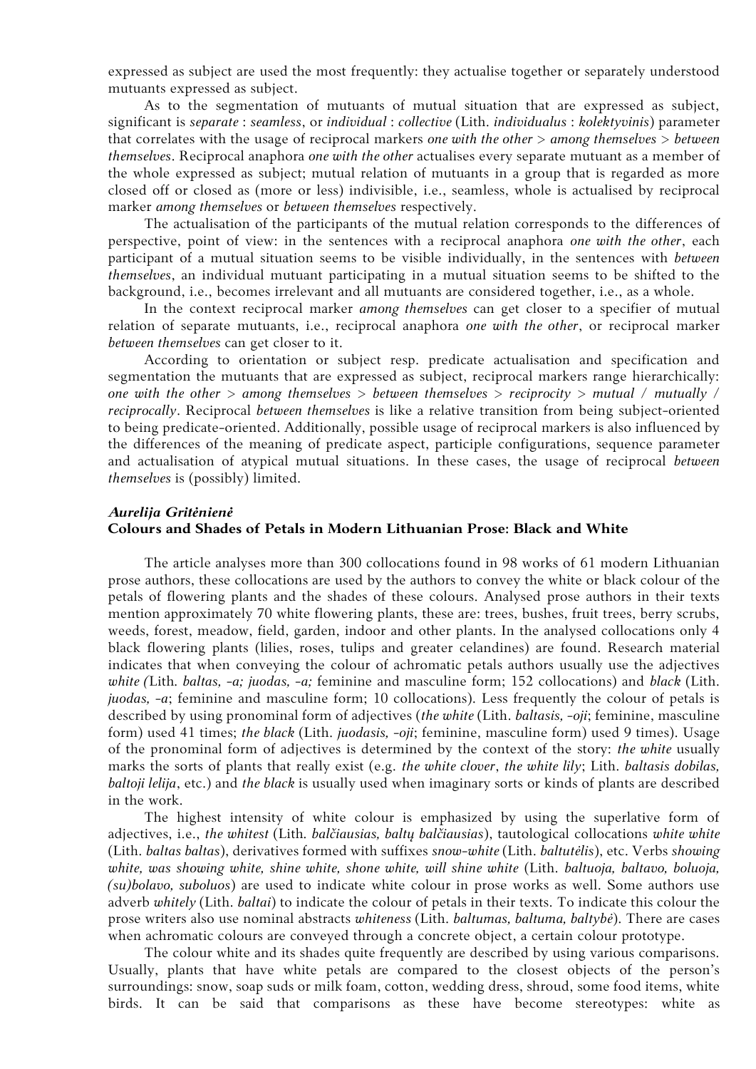expressed as subject are used the most frequently: they actualise together or separately understood mutuants expressed as subject.

As to the segmentation of mutuants of mutual situation that are expressed as subject, significant is *separate* : *seamless*, or *individual* : *collective* (Lith. *individualus* : *kolektyvinis*) parameter that correlates with the usage of reciprocal markers *one with the other* > *among themselves* > *between themselves*. Reciprocal anaphora *one with the other* actualises every separate mutuant as a member of the whole expressed as subject; mutual relation of mutuants in a group that is regarded as more closed off or closed as (more or less) indivisible, i.e., seamless, whole is actualised by reciprocal marker *among themselves* or *between themselves* respectively.

The actualisation of the participants of the mutual relation corresponds to the differences of perspective, point of view: in the sentences with a reciprocal anaphora *one with the other*, each participant of a mutual situation seems to be visible individually, in the sentences with *between themselves*, an individual mutuant participating in a mutual situation seems to be shifted to the background, i.e., becomes irrelevant and all mutuants are considered together, i.e., as a whole.

In the context reciprocal marker *among themselves* can get closer to a specifier of mutual relation of separate mutuants, i.e., reciprocal anaphora *one with the other*, or reciprocal marker *between themselves* can get closer to it.

According to orientation or subject resp. predicate actualisation and specification and segmentation the mutuants that are expressed as subject, reciprocal markers range hierarchically: *one with the other* > *among themselves* > *between themselves* > *reciprocity* > *mutual* / *mutually* / *reciprocally*. Reciprocal *between themselves* is like a relative transition from being subject-oriented to being predicate-oriented. Additionally, possible usage of reciprocal markers is also influenced by the differences of the meaning of predicate aspect, participle configurations, sequence parameter and actualisation of atypical mutual situations. In these cases, the usage of reciprocal *between themselves* is (possibly) limited.

### *Aurelija Gritėnienė*
### Colours and Shades of Petals in Modern Lithuanian Prose: Black and White

The article analyses more than 300 collocations found in 98 works of 61 modern Lithuanian prose authors, these collocations are used by the authors to convey the white or black colour of the petals of flowering plants and the shades of these colours. Analysed prose authors in their texts mention approximately 70 white flowering plants, these are: trees, bushes, fruit trees, berry scrubs, weeds, forest, meadow, field, garden, indoor and other plants. In the analysed collocations only 4 black flowering plants (lilies, roses, tulips and greater celandines) are found. Research material indicates that when conveying the colour of achromatic petals authors usually use the adjectives *white (*Lith. *baltas, -a; juodas, -a;* feminine and masculine form; 152 collocations) and *black* (Lith. *juodas, -a*; feminine and masculine form; 10 collocations). Less frequently the colour of petals is described by using pronominal form of adjectives (*the white* (Lith. *baltasis, -oji*; feminine, masculine form) used 41 times; *the black* (Lith. *juodasis, -oji*; feminine, masculine form) used 9 times). Usage of the pronominal form of adjectives is determined by the context of the story: *the white* usually marks the sorts of plants that really exist (e.g. *the white clover*, *the white lily*; Lith. *baltasis dobilas, baltoji lelija*, etc.) and *the black* is usually used when imaginary sorts or kinds of plants are described in the work.

The highest intensity of white colour is emphasized by using the superlative form of adjectives, i.e., *the whitest* (Lith. *balčiausias, baltų balčiausias*), tautological collocations *white white* (Lith. *baltas baltas*), derivatives formed with suffixes *snow-white* (Lith. *baltutėlis*), etc. Verbs *showing white, was showing white, shine white, shone white, will shine white* (Lith. *baltuoja, baltavo, boluoja, (su)bolavo, suboluos*) are used to indicate white colour in prose works as well. Some authors use adverb *whitely* (Lith. *baltai*) to indicate the colour of petals in their texts. To indicate this colour the prose writers also use nominal abstracts *whiteness* (Lith. *baltumas, baltuma, baltybė*). There are cases when achromatic colours are conveyed through a concrete object, a certain colour prototype.

The colour white and its shades quite frequently are described by using various comparisons. Usually, plants that have white petals are compared to the closest objects of the person's surroundings: snow, soap suds or milk foam, cotton, wedding dress, shroud, some food items, white birds. It can be said that comparisons as these have become stereotypes: white as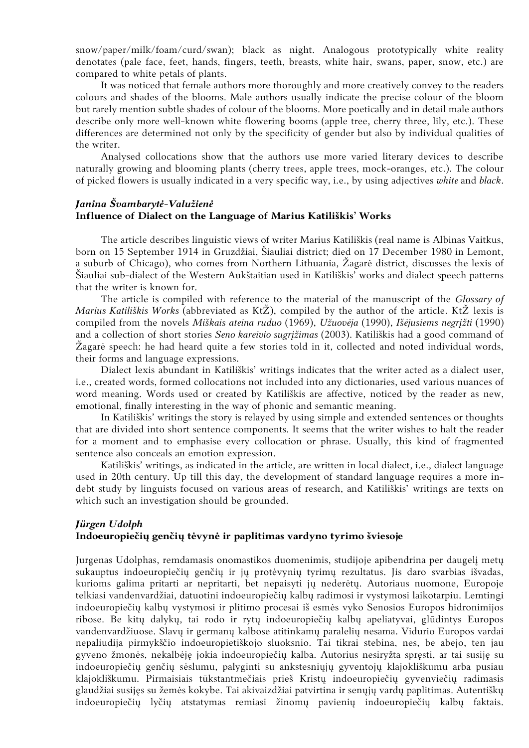snow/paper/milk/foam/curd/swan); black as night. Analogous prototypically white reality denotates (pale face, feet, hands, fingers, teeth, breasts, white hair, swans, paper, snow, etc.) are compared to white petals of plants.

It was noticed that female authors more thoroughly and more creatively convey to the readers colours and shades of the blooms. Male authors usually indicate the precise colour of the bloom but rarely mention subtle shades of colour of the blooms. More poetically and in detail male authors describe only more well-known white flowering booms (apple tree, cherry three, lily, etc.). These differences are determined not only by the specificity of gender but also by individual qualities of the writer.

Analysed collocations show that the authors use more varied literary devices to describe naturally growing and blooming plants (cherry trees, apple trees, mock-oranges, etc.). The colour of picked flowers is usually indicated in a very specific way, i.e., by using adjectives *white* and *black*.

### *Janina Švambarytė-Valužienė*
### Influence of Dialect on the Language of Marius Katiliškis' Works

The article describes linguistic views of writer Marius Katiliškis (real name is Albinas Vaitkus, born on 15 September 1914 in Gruzdžiai, Šiauliai district; died on 17 December 1980 in Lemont, a suburb of Chicago), who comes from Northern Lithuania, Žagarė district, discusses the lexis of Šiauliai sub-dialect of the Western Aukštaitian used in Katiliškis' works and dialect speech patterns that the writer is known for.

The article is compiled with reference to the material of the manuscript of the *Glossary of Marius Katiliškis Works* (abbreviated as KtŽ), compiled by the author of the article. KtŽ lexis is compiled from the novels *Miškais ateina ruduo* (1969), *Užuovėja* (1990), *Išėjusiems negrįžti* (1990) and a collection of short stories *Seno kareivio sugrįžimas* (2003). Katiliškis had a good command of Žagarė speech: he had heard quite a few stories told in it, collected and noted individual words, their forms and language expressions.

Dialect lexis abundant in Katiliškis' writings indicates that the writer acted as a dialect user, i.e., created words, formed collocations not included into any dictionaries, used various nuances of word meaning. Words used or created by Katiliškis are affective, noticed by the reader as new, emotional, finally interesting in the way of phonic and semantic meaning.

In Katiliškis' writings the story is relayed by using simple and extended sentences or thoughts that are divided into short sentence components. It seems that the writer wishes to halt the reader for a moment and to emphasise every collocation or phrase. Usually, this kind of fragmented sentence also conceals an emotion expression.

Katiliškis' writings, as indicated in the article, are written in local dialect, i.e., dialect language used in 20th century. Up till this day, the development of standard language requires a more in-debt study by linguists focused on various areas of research, and Katiliškis' writings are texts on which such an investigation should be grounded.

### *Jürgen Udolph*
### Indoeuropiečių genčių tėvynė ir paplitimas vardyno tyrimo šviesoje

Jurgenas Udolphas, remdamasis onomastikos duomenimis, studijoje apibendrina per daugelį metų sukauptus indoeuropiečių genčių ir jų protėvynių tyrimų rezultatus. Jis daro svarbias išvadas, kurioms galima pritarti ar nepritarti, bet nepaisyti jų nederėtų. Autoriaus nuomone, Europoje telkiasi vandenvardžiai, datuotini indoeuropiečių kalbų radimosi ir vystymosi laikotarpiu. Lemtingi indoeuropiečių kalbų vystymosi ir plitimo procesai iš esmės vyko Senosios Europos hidronimijos ribose. Be kitų dalykų, tai rodo ir rytų indoeuropiečių kalbų apeliatyvai, glūdintys Europos vandenvardžiuose. Slavų ir germanų kalbose atitinkamų paralelių nesama. Vidurio Europos vardai nepaliudija pirmykščio indoeuropietiškojo sluoksnio. Tai tikrai stebina, nes, be abejo, ten jau gyveno žmonės, nekalbėję jokia indoeuropiečių kalba. Autorius nesiryžta spręsti, ar tai susiję su indoeuropiečių genčių sėslumu, palyginti su ankstesniųjų gyventojų klajokliškumu arba pusiau klajokliškumu. Pirmaisiais tūkstantmečiais prieš Kristų indoeuropiečių gyvenviečių radimasis glaudžiai susijęs su žemės kokybe. Tai akivaizdžiai patvirtina ir senųjų vardų paplitimas. Autentiškų indoeuropiečių lyčių atstatymas remiasi žinomų pavienių indoeuropiečių kalbų faktais.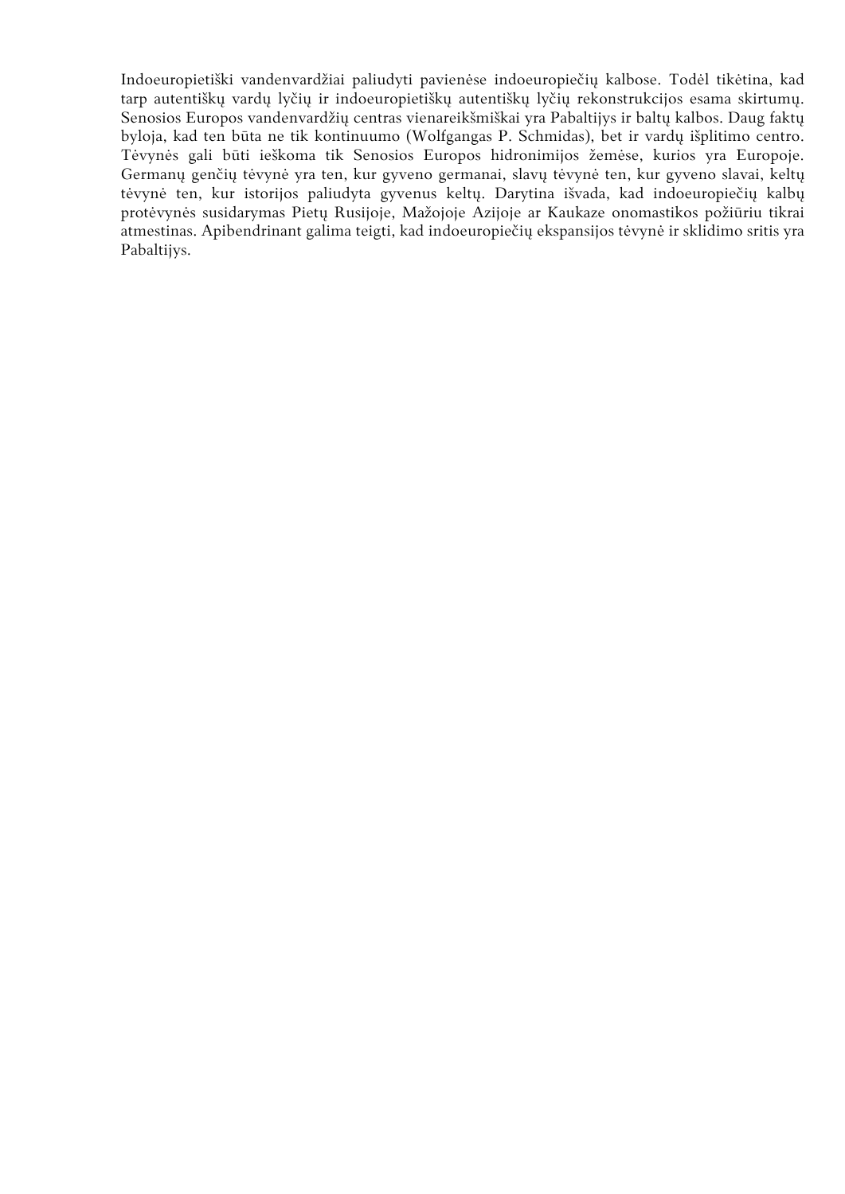Indoeuropietiški vandenvardžiai paliudyti pavienėse indoeuropiečių kalbose. Todėl tikėtina, kad tarp autentiškų vardų lyčių ir indoeuropietiškų autentiškų lyčių rekonstrukcijos esama skirtumų. Senosios Europos vandenvardžių centras vienareikšmiškai yra Pabaltijys ir baltų kalbos. Daug faktų byloja, kad ten būta ne tik kontinuumo (Wolfgangas P. Schmidas), bet ir vardų išplitimo centro. Tėvynės gali būti ieškoma tik Senosios Europos hidronimijos žemėse, kurios yra Europoje. Germanų genčių tėvynė yra ten, kur gyveno germanai, slavų tėvynė ten, kur gyveno slavai, keltų tėvynė ten, kur istorijos paliudyta gyvenus keltų. Darytina išvada, kad indoeuropiečių kalbų protėvynės susidarymas Pietų Rusijoje, Mažojoje Azijoje ar Kaukaze onomastikos požiūriu tikrai atmestinas. Apibendrinant galima teigti, kad indoeuropiečių ekspansijos tėvynė ir sklidimo sritis yra Pabaltijys.